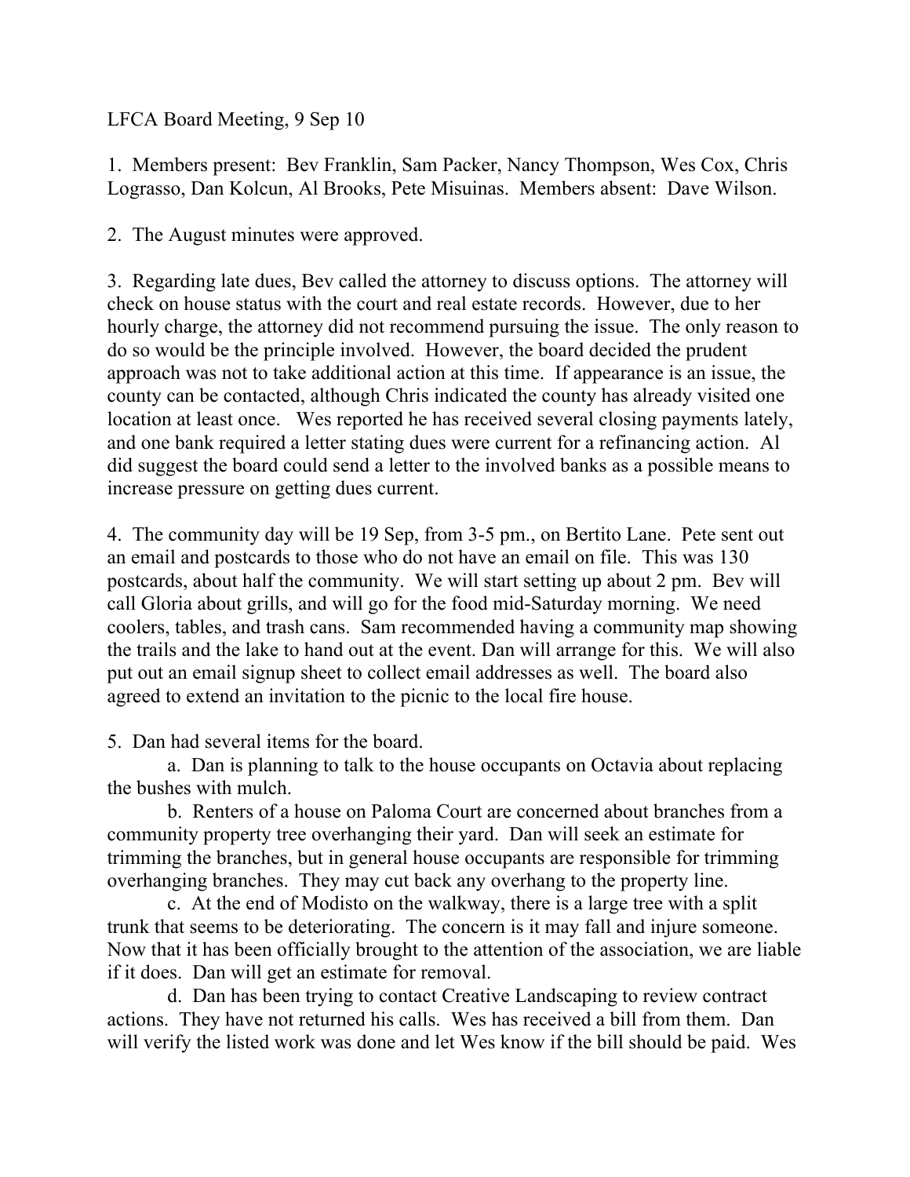LFCA Board Meeting, 9 Sep 10

1. Members present: Bev Franklin, Sam Packer, Nancy Thompson, Wes Cox, Chris Lograsso, Dan Kolcun, Al Brooks, Pete Misuinas. Members absent: Dave Wilson.

2. The August minutes were approved.

3. Regarding late dues, Bev called the attorney to discuss options. The attorney will check on house status with the court and real estate records. However, due to her hourly charge, the attorney did not recommend pursuing the issue. The only reason to do so would be the principle involved. However, the board decided the prudent approach was not to take additional action at this time. If appearance is an issue, the county can be contacted, although Chris indicated the county has already visited one location at least once. Wes reported he has received several closing payments lately, and one bank required a letter stating dues were current for a refinancing action. Al did suggest the board could send a letter to the involved banks as a possible means to increase pressure on getting dues current.

4. The community day will be 19 Sep, from 3-5 pm., on Bertito Lane. Pete sent out an email and postcards to those who do not have an email on file. This was 130 postcards, about half the community. We will start setting up about 2 pm. Bev will call Gloria about grills, and will go for the food mid-Saturday morning. We need coolers, tables, and trash cans. Sam recommended having a community map showing the trails and the lake to hand out at the event. Dan will arrange for this. We will also put out an email signup sheet to collect email addresses as well. The board also agreed to extend an invitation to the picnic to the local fire house.

5. Dan had several items for the board.

   a. Dan is planning to talk to the house occupants on Octavia about replacing the bushes with mulch.

   b. Renters of a house on Paloma Court are concerned about branches from a community property tree overhanging their yard. Dan will seek an estimate for trimming the branches, but in general house occupants are responsible for trimming overhanging branches. They may cut back any overhang to the property line.

   c. At the end of Modisto on the walkway, there is a large tree with a split trunk that seems to be deteriorating. The concern is it may fall and injure someone. Now that it has been officially brought to the attention of the association, we are liable if it does. Dan will get an estimate for removal.

   d. Dan has been trying to contact Creative Landscaping to review contract actions. They have not returned his calls. Wes has received a bill from them. Dan will verify the listed work was done and let Wes know if the bill should be paid. Wes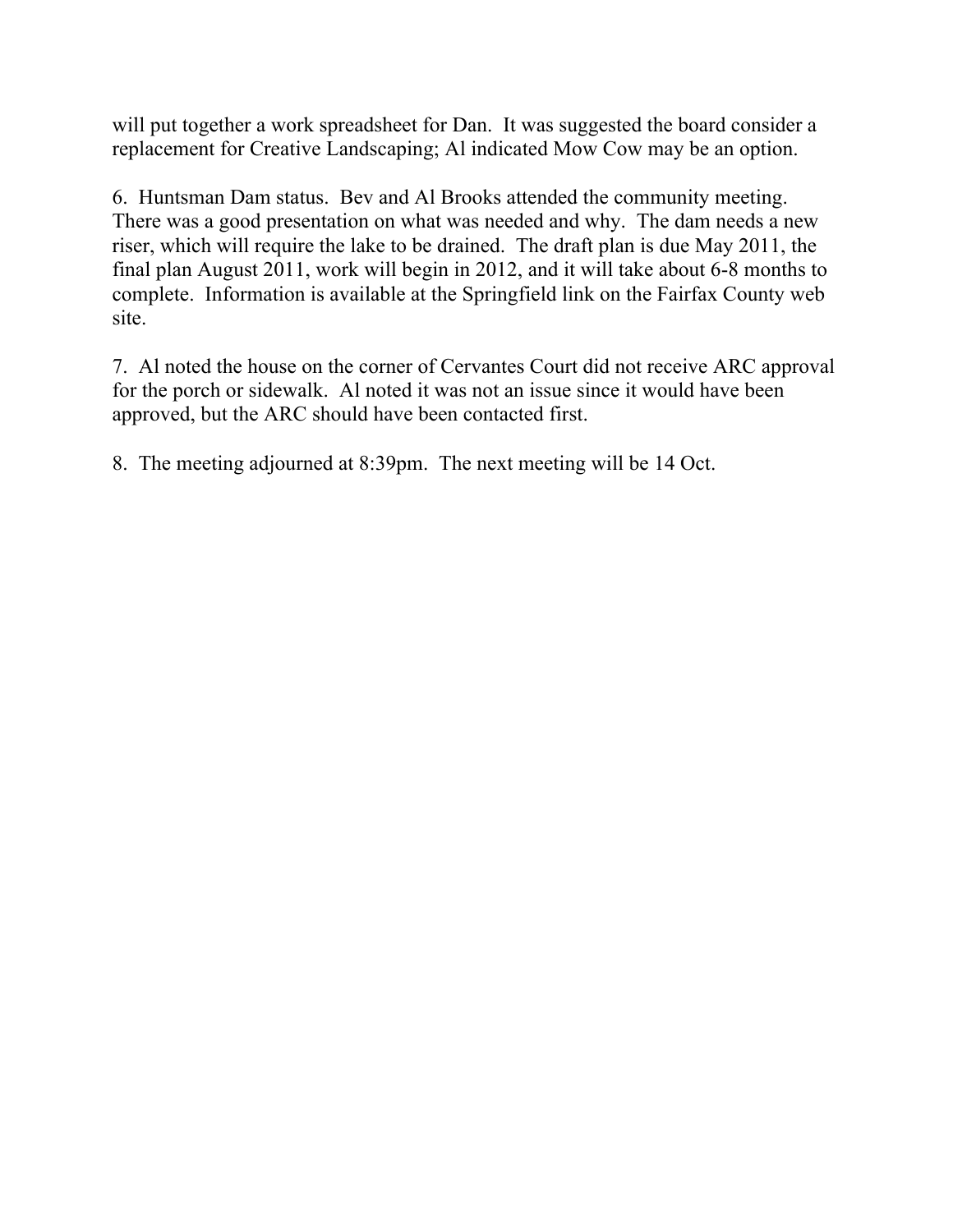will put together a work spreadsheet for Dan. It was suggested the board consider a replacement for Creative Landscaping; Al indicated Mow Cow may be an option.

6. Huntsman Dam status. Bev and Al Brooks attended the community meeting. There was a good presentation on what was needed and why. The dam needs a new riser, which will require the lake to be drained. The draft plan is due May 2011, the final plan August 2011, work will begin in 2012, and it will take about 6-8 months to complete. Information is available at the Springfield link on the Fairfax County web site.

7. Al noted the house on the corner of Cervantes Court did not receive ARC approval for the porch or sidewalk. Al noted it was not an issue since it would have been approved, but the ARC should have been contacted first.

8. The meeting adjourned at 8:39pm. The next meeting will be 14 Oct.